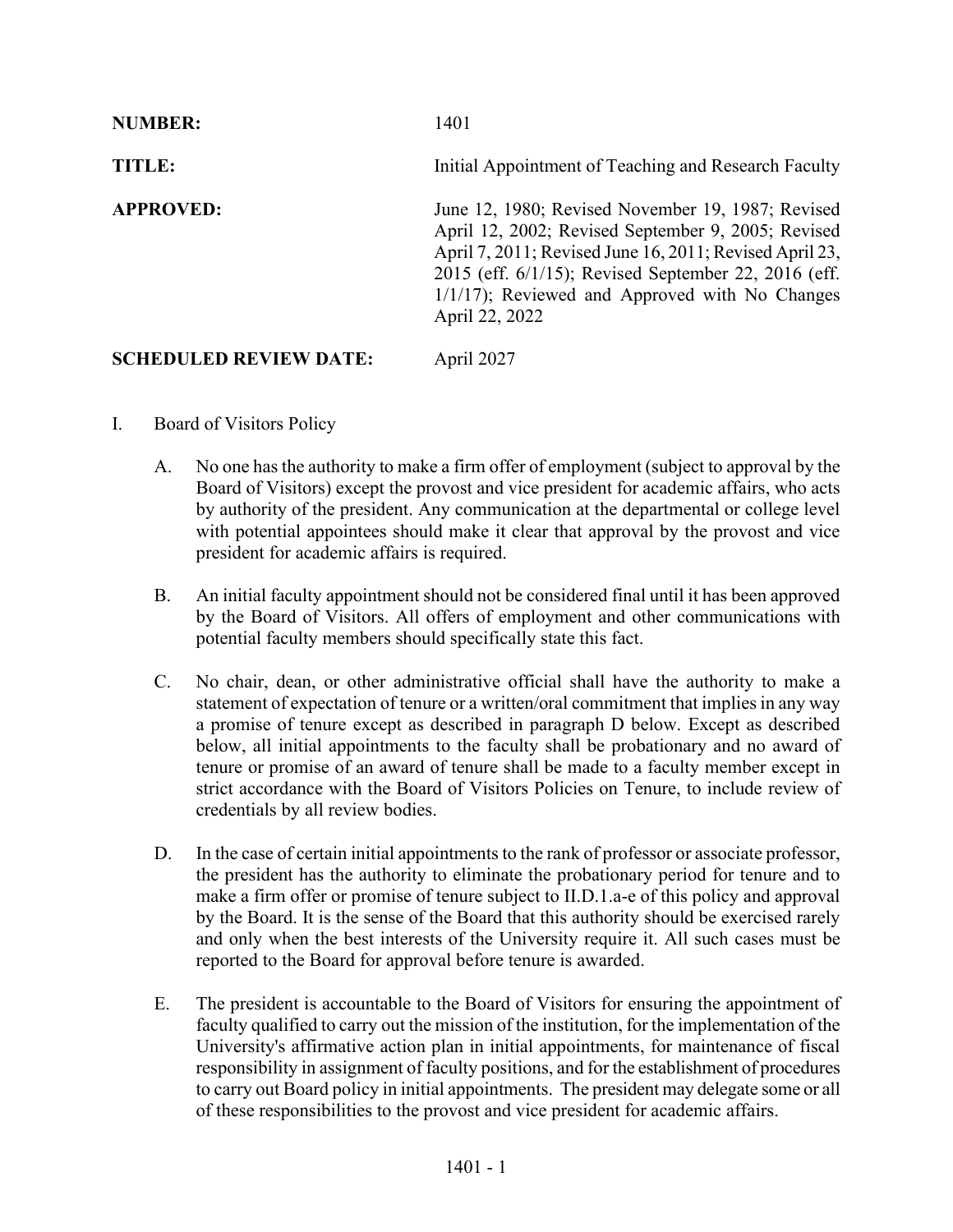**NUMBER:** 1401

**TITLE:** Initial Appointment of Teaching and Research Faculty

**APPROVED:** June 12, 1980; Revised November 19, 1987; Revised April 12, 2002; Revised September 9, 2005; Revised April 7, 2011; Revised June 16, 2011; Revised April 23, 2015 (eff. 6/1/15); Revised September 22, 2016 (eff. 1/1/17); Reviewed and Approved with No Changes April 22, 2022

**SCHEDULED REVIEW DATE:** April 2027

I. Board of Visitors Policy

A. No one has the authority to make a firm offer of employment (subject to approval by the Board of Visitors) except the provost and vice president for academic affairs, who acts by authority of the president. Any communication at the departmental or college level with potential appointees should make it clear that approval by the provost and vice president for academic affairs is required.

B. An initial faculty appointment should not be considered final until it has been approved by the Board of Visitors. All offers of employment and other communications with potential faculty members should specifically state this fact.

C. No chair, dean, or other administrative official shall have the authority to make a statement of expectation of tenure or a written/oral commitment that implies in any way a promise of tenure except as described in paragraph D below. Except as described below, all initial appointments to the faculty shall be probationary and no award of tenure or promise of an award of tenure shall be made to a faculty member except in strict accordance with the Board of Visitors Policies on Tenure, to include review of credentials by all review bodies.

D. In the case of certain initial appointments to the rank of professor or associate professor, the president has the authority to eliminate the probationary period for tenure and to make a firm offer or promise of tenure subject to II.D.1.a-e of this policy and approval by the Board. It is the sense of the Board that this authority should be exercised rarely and only when the best interests of the University require it. All such cases must be reported to the Board for approval before tenure is awarded.

E. The president is accountable to the Board of Visitors for ensuring the appointment of faculty qualified to carry out the mission of the institution, for the implementation of the University's affirmative action plan in initial appointments, for maintenance of fiscal responsibility in assignment of faculty positions, and for the establishment of procedures to carry out Board policy in initial appointments. The president may delegate some or all of these responsibilities to the provost and vice president for academic affairs.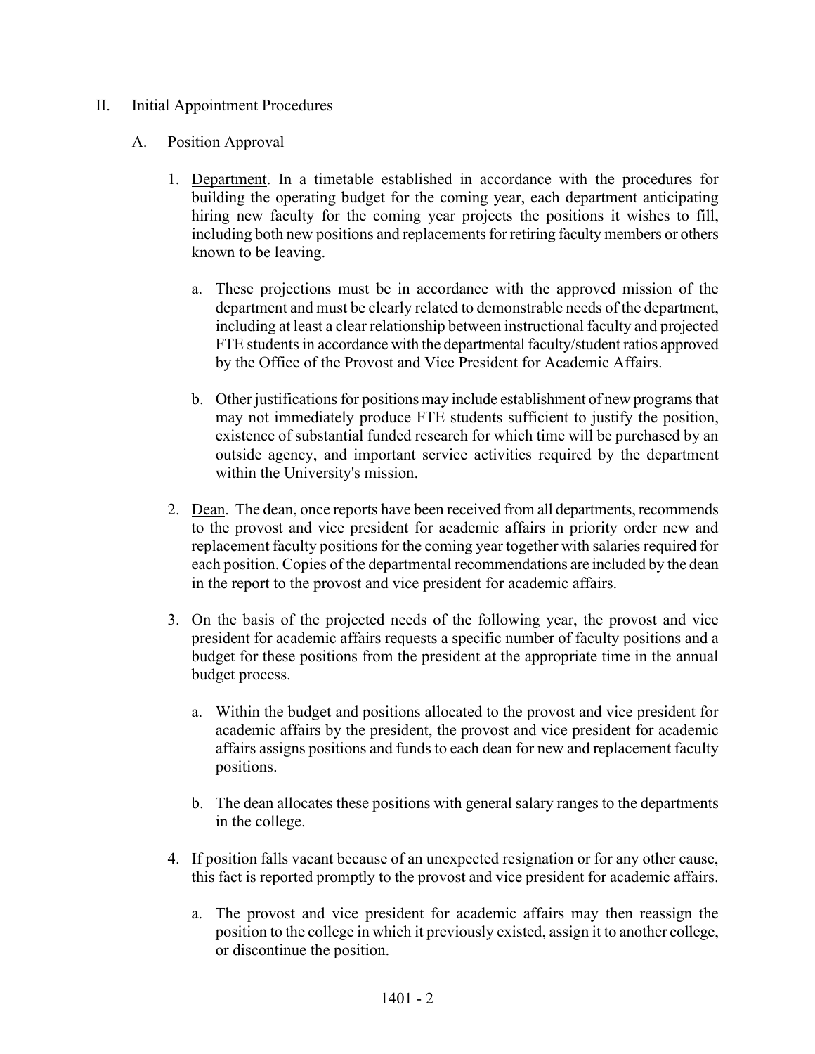II. Initial Appointment Procedures

A. Position Approval

1. Department. In a timetable established in accordance with the procedures for building the operating budget for the coming year, each department anticipating hiring new faculty for the coming year projects the positions it wishes to fill, including both new positions and replacements for retiring faculty members or others known to be leaving.

   a. These projections must be in accordance with the approved mission of the department and must be clearly related to demonstrable needs of the department, including at least a clear relationship between instructional faculty and projected FTE students in accordance with the departmental faculty/student ratios approved by the Office of the Provost and Vice President for Academic Affairs.

   b. Other justifications for positions may include establishment of new programs that may not immediately produce FTE students sufficient to justify the position, existence of substantial funded research for which time will be purchased by an outside agency, and important service activities required by the department within the University's mission.

2. Dean. The dean, once reports have been received from all departments, recommends to the provost and vice president for academic affairs in priority order new and replacement faculty positions for the coming year together with salaries required for each position. Copies of the departmental recommendations are included by the dean in the report to the provost and vice president for academic affairs.

3. On the basis of the projected needs of the following year, the provost and vice president for academic affairs requests a specific number of faculty positions and a budget for these positions from the president at the appropriate time in the annual budget process.

   a. Within the budget and positions allocated to the provost and vice president for academic affairs by the president, the provost and vice president for academic affairs assigns positions and funds to each dean for new and replacement faculty positions.

   b. The dean allocates these positions with general salary ranges to the departments in the college.

4. If position falls vacant because of an unexpected resignation or for any other cause, this fact is reported promptly to the provost and vice president for academic affairs.

   a. The provost and vice president for academic affairs may then reassign the position to the college in which it previously existed, assign it to another college, or discontinue the position.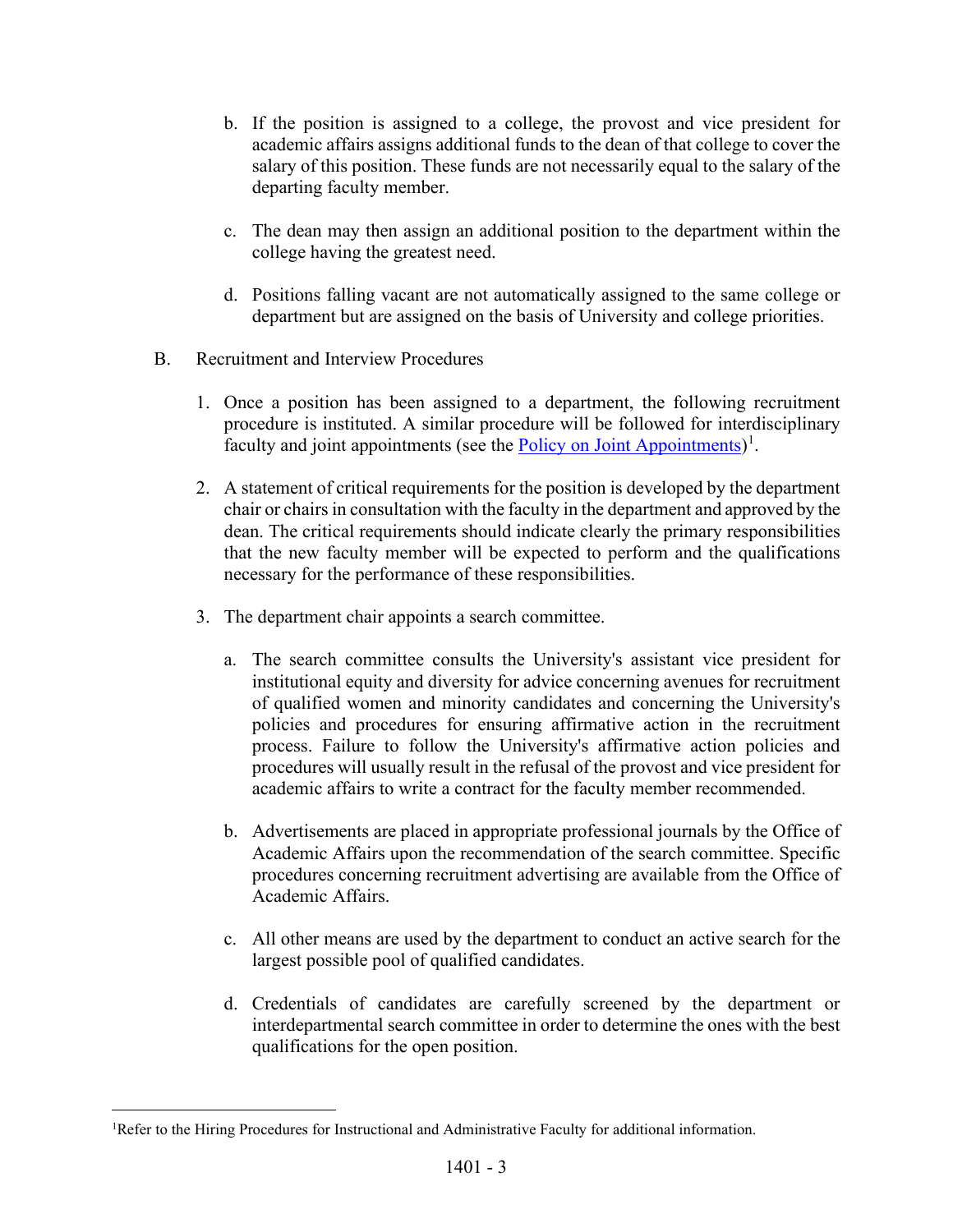b. If the position is assigned to a college, the provost and vice president for academic affairs assigns additional funds to the dean of that college to cover the salary of this position. These funds are not necessarily equal to the salary of the departing faculty member.

c. The dean may then assign an additional position to the department within the college having the greatest need.

d. Positions falling vacant are not automatically assigned to the same college or department but are assigned on the basis of University and college priorities.

B. Recruitment and Interview Procedures

1. Once a position has been assigned to a department, the following recruitment procedure is instituted. A similar procedure will be followed for interdisciplinary faculty and joint appointments (see the Policy on Joint Appointments)[1].

2. A statement of critical requirements for the position is developed by the department chair or chairs in consultation with the faculty in the department and approved by the dean. The critical requirements should indicate clearly the primary responsibilities that the new faculty member will be expected to perform and the qualifications necessary for the performance of these responsibilities.

3. The department chair appoints a search committee.

   a. The search committee consults the University's assistant vice president for institutional equity and diversity for advice concerning avenues for recruitment of qualified women and minority candidates and concerning the University's policies and procedures for ensuring affirmative action in the recruitment process. Failure to follow the University's affirmative action policies and procedures will usually result in the refusal of the provost and vice president for academic affairs to write a contract for the faculty member recommended.

   b. Advertisements are placed in appropriate professional journals by the Office of Academic Affairs upon the recommendation of the search committee. Specific procedures concerning recruitment advertising are available from the Office of Academic Affairs.

   c. All other means are used by the department to conduct an active search for the largest possible pool of qualified candidates.

   d. Credentials of candidates are carefully screened by the department or interdepartmental search committee in order to determine the ones with the best qualifications for the open position.

[1]Refer to the Hiring Procedures for Instructional and Administrative Faculty for additional information.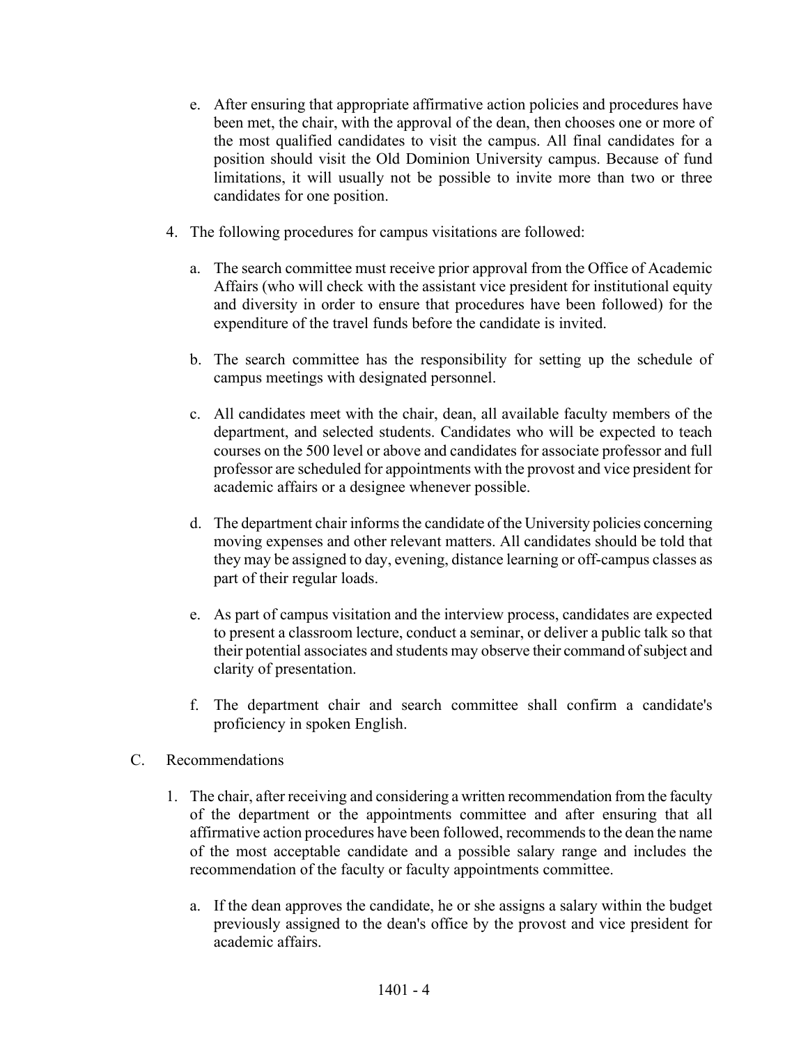e. After ensuring that appropriate affirmative action policies and procedures have been met, the chair, with the approval of the dean, then chooses one or more of the most qualified candidates to visit the campus. All final candidates for a position should visit the Old Dominion University campus. Because of fund limitations, it will usually not be possible to invite more than two or three candidates for one position.

4. The following procedures for campus visitations are followed:

   a. The search committee must receive prior approval from the Office of Academic Affairs (who will check with the assistant vice president for institutional equity and diversity in order to ensure that procedures have been followed) for the expenditure of the travel funds before the candidate is invited.

   b. The search committee has the responsibility for setting up the schedule of campus meetings with designated personnel.

   c. All candidates meet with the chair, dean, all available faculty members of the department, and selected students. Candidates who will be expected to teach courses on the 500 level or above and candidates for associate professor and full professor are scheduled for appointments with the provost and vice president for academic affairs or a designee whenever possible.

   d. The department chair informs the candidate of the University policies concerning moving expenses and other relevant matters. All candidates should be told that they may be assigned to day, evening, distance learning or off-campus classes as part of their regular loads.

   e. As part of campus visitation and the interview process, candidates are expected to present a classroom lecture, conduct a seminar, or deliver a public talk so that their potential associates and students may observe their command of subject and clarity of presentation.

   f. The department chair and search committee shall confirm a candidate's proficiency in spoken English.

C. Recommendations

1. The chair, after receiving and considering a written recommendation from the faculty of the department or the appointments committee and after ensuring that all affirmative action procedures have been followed, recommends to the dean the name of the most acceptable candidate and a possible salary range and includes the recommendation of the faculty or faculty appointments committee.

   a. If the dean approves the candidate, he or she assigns a salary within the budget previously assigned to the dean's office by the provost and vice president for academic affairs.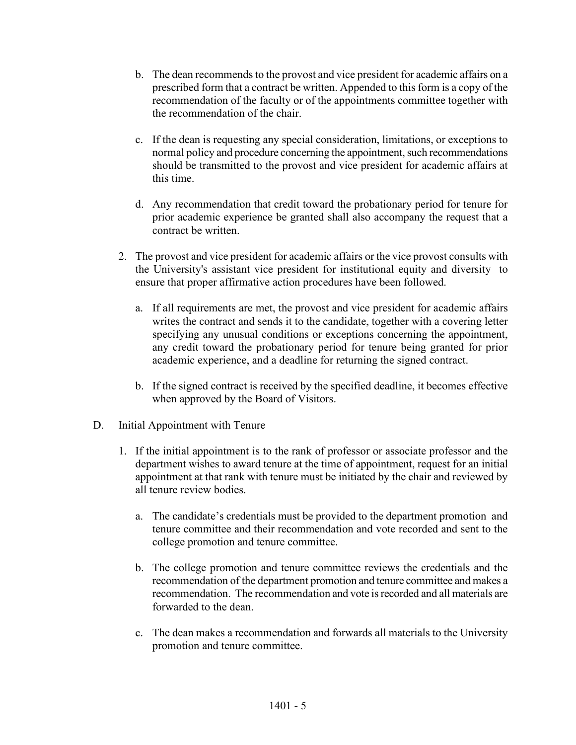b. The dean recommends to the provost and vice president for academic affairs on a prescribed form that a contract be written. Appended to this form is a copy of the recommendation of the faculty or of the appointments committee together with the recommendation of the chair.

c. If the dean is requesting any special consideration, limitations, or exceptions to normal policy and procedure concerning the appointment, such recommendations should be transmitted to the provost and vice president for academic affairs at this time.

d. Any recommendation that credit toward the probationary period for tenure for prior academic experience be granted shall also accompany the request that a contract be written.

2. The provost and vice president for academic affairs or the vice provost consults with the University's assistant vice president for institutional equity and diversity to ensure that proper affirmative action procedures have been followed.

   a. If all requirements are met, the provost and vice president for academic affairs writes the contract and sends it to the candidate, together with a covering letter specifying any unusual conditions or exceptions concerning the appointment, any credit toward the probationary period for tenure being granted for prior academic experience, and a deadline for returning the signed contract.

   b. If the signed contract is received by the specified deadline, it becomes effective when approved by the Board of Visitors.

D. Initial Appointment with Tenure

1. If the initial appointment is to the rank of professor or associate professor and the department wishes to award tenure at the time of appointment, request for an initial appointment at that rank with tenure must be initiated by the chair and reviewed by all tenure review bodies.

   a. The candidate's credentials must be provided to the department promotion and tenure committee and their recommendation and vote recorded and sent to the college promotion and tenure committee.

   b. The college promotion and tenure committee reviews the credentials and the recommendation of the department promotion and tenure committee and makes a recommendation. The recommendation and vote is recorded and all materials are forwarded to the dean.

   c. The dean makes a recommendation and forwards all materials to the University promotion and tenure committee.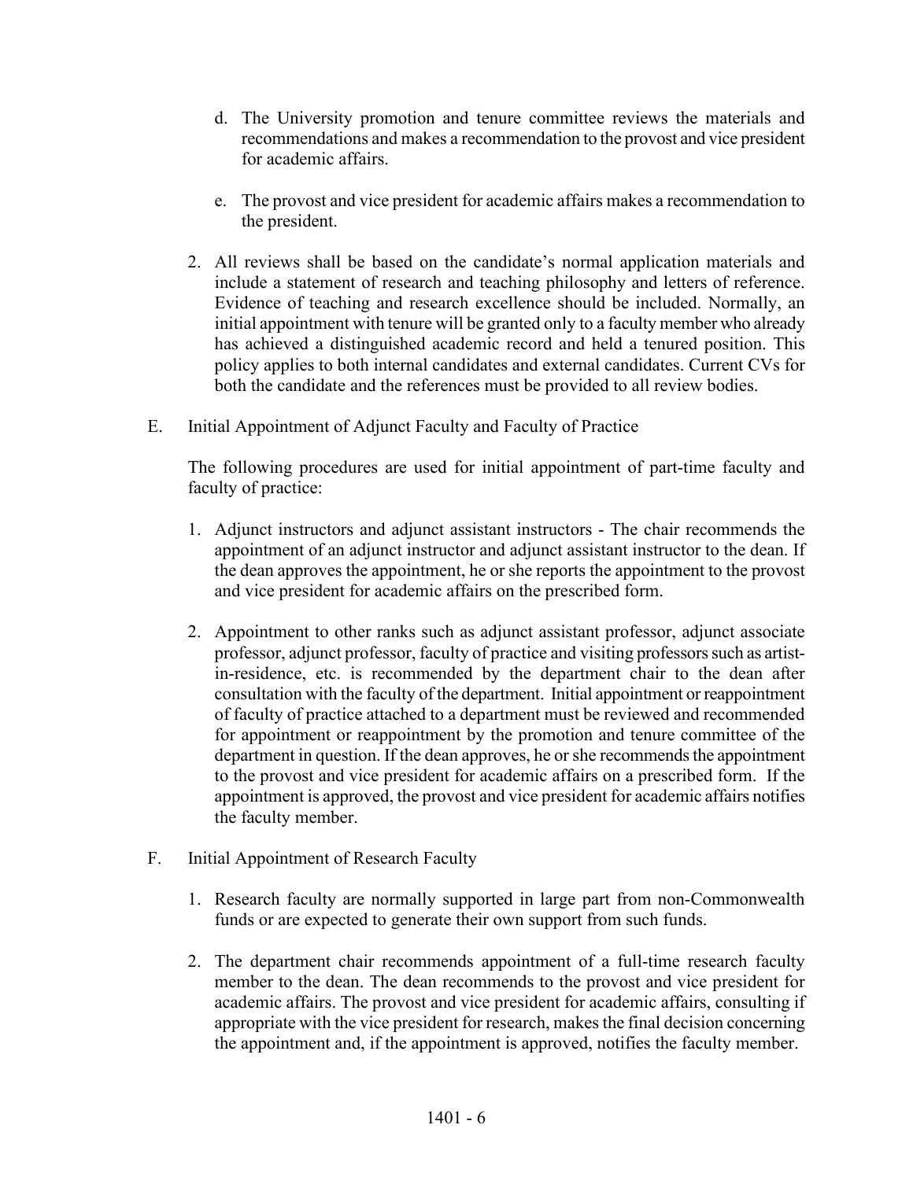d. The University promotion and tenure committee reviews the materials and recommendations and makes a recommendation to the provost and vice president for academic affairs.

e. The provost and vice president for academic affairs makes a recommendation to the president.

2. All reviews shall be based on the candidate's normal application materials and include a statement of research and teaching philosophy and letters of reference. Evidence of teaching and research excellence should be included. Normally, an initial appointment with tenure will be granted only to a faculty member who already has achieved a distinguished academic record and held a tenured position. This policy applies to both internal candidates and external candidates. Current CVs for both the candidate and the references must be provided to all review bodies.

E. Initial Appointment of Adjunct Faculty and Faculty of Practice

The following procedures are used for initial appointment of part-time faculty and faculty of practice:

1. Adjunct instructors and adjunct assistant instructors - The chair recommends the appointment of an adjunct instructor and adjunct assistant instructor to the dean. If the dean approves the appointment, he or she reports the appointment to the provost and vice president for academic affairs on the prescribed form.

2. Appointment to other ranks such as adjunct assistant professor, adjunct associate professor, adjunct professor, faculty of practice and visiting professors such as artist-in-residence, etc. is recommended by the department chair to the dean after consultation with the faculty of the department. Initial appointment or reappointment of faculty of practice attached to a department must be reviewed and recommended for appointment or reappointment by the promotion and tenure committee of the department in question. If the dean approves, he or she recommends the appointment to the provost and vice president for academic affairs on a prescribed form. If the appointment is approved, the provost and vice president for academic affairs notifies the faculty member.

F. Initial Appointment of Research Faculty

1. Research faculty are normally supported in large part from non-Commonwealth funds or are expected to generate their own support from such funds.

2. The department chair recommends appointment of a full-time research faculty member to the dean. The dean recommends to the provost and vice president for academic affairs. The provost and vice president for academic affairs, consulting if appropriate with the vice president for research, makes the final decision concerning the appointment and, if the appointment is approved, notifies the faculty member.